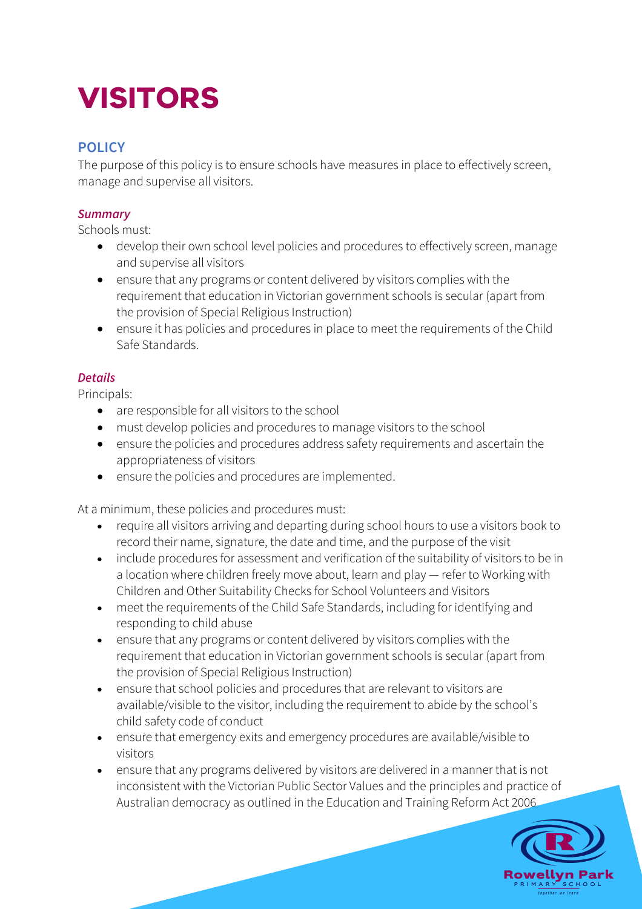# VISITORS

## POLICY

The purpose of this policy is to ensure schools have measures in place to effectively screen, manage and supervise all visitors.

### *Summary*

Schools must:

- develop their own school level policies and procedures to effectively screen, manage and supervise all visitors
- ensure that any programs or content delivered by visitors complies with the requirement that education in Victorian government schools is secular (apart from the provision of Special Religious Instruction)
- ensure it has policies and procedures in place to meet the requirements of the Child Safe Standards.

### *Details*

Principals:

- are responsible for all visitors to the school
- must develop policies and procedures to manage visitors to the school
- ensure the policies and procedures address safety requirements and ascertain the appropriateness of visitors
- ensure the policies and procedures are implemented.

At a minimum, these policies and procedures must:

- require all visitors arriving and departing during school hours to use a visitors book to record their name, signature, the date and time, and the purpose of the visit
- include procedures for assessment and verification of the suitability of visitors to be in a location where children freely move about, learn and play — refer to Working with Children and Other Suitability Checks for School Volunteers and Visitors
- meet the requirements of the Child Safe Standards, including for identifying and responding to child abuse
- ensure that any programs or content delivered by visitors complies with the requirement that education in Victorian government schools is secular (apart from the provision of Special Religious Instruction)
- ensure that school policies and procedures that are relevant to visitors are available/visible to the visitor, including the requirement to abide by the school's child safety code of conduct
- ensure that emergency exits and emergency procedures are available/visible to visitors
- ensure that any programs delivered by visitors are delivered in a manner that is not inconsistent with the Victorian Public Sector Values and the principles and practice of Australian democracy as outlined in the Education and Training Reform Act 2006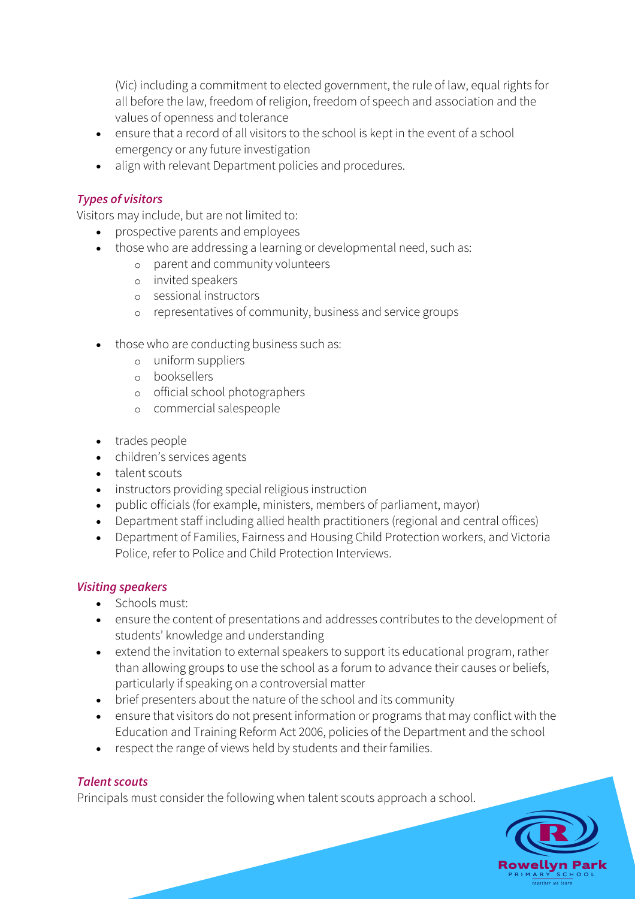(Vic) including a commitment to elected government, the rule of law, equal rights for all before the law, freedom of religion, freedom of speech and association and the values of openness and tolerance

- ensure that a record of all visitors to the school is kept in the event of a school emergency or any future investigation
- align with relevant Department policies and procedures.

### *Types of visitors*

Visitors may include, but are not limited to:

- prospective parents and employees
- those who are addressing a learning or developmental need, such as:
  - parent and community volunteers
  - invited speakers
  - sessional instructors
  - representatives of community, business and service groups
- those who are conducting business such as:
  - uniform suppliers
  - booksellers
  - official school photographers
  - commercial salespeople
- trades people
- children's services agents
- talent scouts
- instructors providing special religious instruction
- public officials (for example, ministers, members of parliament, mayor)
- Department staff including allied health practitioners (regional and central offices)
- Department of Families, Fairness and Housing Child Protection workers, and Victoria Police, refer to Police and Child Protection Interviews.

### *Visiting speakers*

- Schools must:
- ensure the content of presentations and addresses contributes to the development of students' knowledge and understanding
- extend the invitation to external speakers to support its educational program, rather than allowing groups to use the school as a forum to advance their causes or beliefs, particularly if speaking on a controversial matter
- brief presenters about the nature of the school and its community
- ensure that visitors do not present information or programs that may conflict with the Education and Training Reform Act 2006, policies of the Department and the school
- respect the range of views held by students and their families.

### *Talent scouts*

Principals must consider the following when talent scouts approach a school.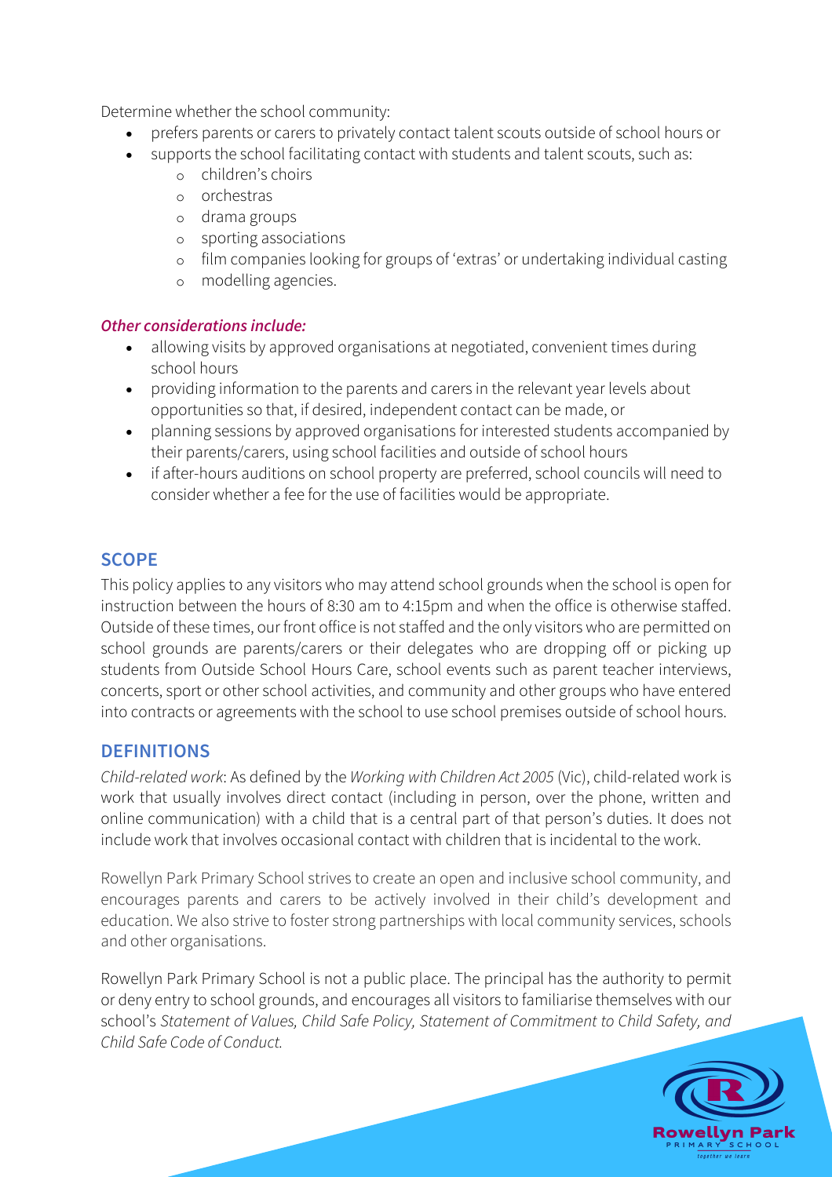Determine whether the school community:

- prefers parents or carers to privately contact talent scouts outside of school hours or
- supports the school facilitating contact with students and talent scouts, such as:
  - children's choirs
  - orchestras
  - drama groups
  - sporting associations
  - film companies looking for groups of 'extras' or undertaking individual casting
  - modelling agencies.

***Other considerations include:***

- allowing visits by approved organisations at negotiated, convenient times during school hours
- providing information to the parents and carers in the relevant year levels about opportunities so that, if desired, independent contact can be made, or
- planning sessions by approved organisations for interested students accompanied by their parents/carers, using school facilities and outside of school hours
- if after-hours auditions on school property are preferred, school councils will need to consider whether a fee for the use of facilities would be appropriate.

## SCOPE

This policy applies to any visitors who may attend school grounds when the school is open for instruction between the hours of 8:30 am to 4:15pm and when the office is otherwise staffed. Outside of these times, our front office is not staffed and the only visitors who are permitted on school grounds are parents/carers or their delegates who are dropping off or picking up students from Outside School Hours Care, school events such as parent teacher interviews, concerts, sport or other school activities, and community and other groups who have entered into contracts or agreements with the school to use school premises outside of school hours.

## DEFINITIONS

*Child-related work*: As defined by the *Working with Children Act 2005* (Vic), child-related work is work that usually involves direct contact (including in person, over the phone, written and online communication) with a child that is a central part of that person's duties. It does not include work that involves occasional contact with children that is incidental to the work.

Rowellyn Park Primary School strives to create an open and inclusive school community, and encourages parents and carers to be actively involved in their child's development and education. We also strive to foster strong partnerships with local community services, schools and other organisations.

Rowellyn Park Primary School is not a public place. The principal has the authority to permit or deny entry to school grounds, and encourages all visitors to familiarise themselves with our school's *Statement of Values, Child Safe Policy, Statement of Commitment to Child Safety, and Child Safe Code of Conduct.*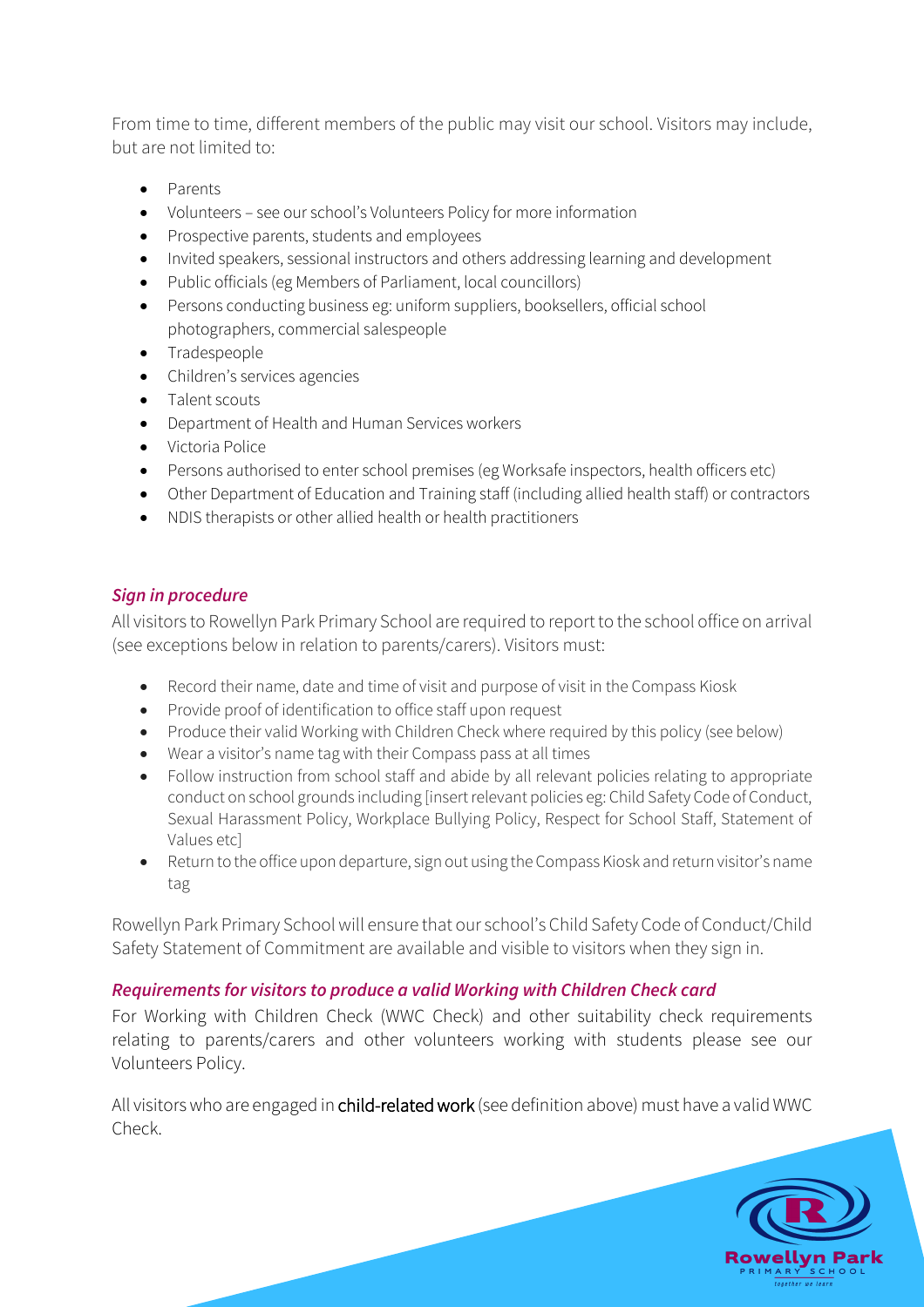From time to time, different members of the public may visit our school. Visitors may include, but are not limited to:

- Parents
- Volunteers – see our school's Volunteers Policy for more information
- Prospective parents, students and employees
- Invited speakers, sessional instructors and others addressing learning and development
- Public officials (eg Members of Parliament, local councillors)
- Persons conducting business eg: uniform suppliers, booksellers, official school photographers, commercial salespeople
- Tradespeople
- Children's services agencies
- Talent scouts
- Department of Health and Human Services workers
- Victoria Police
- Persons authorised to enter school premises (eg Worksafe inspectors, health officers etc)
- Other Department of Education and Training staff (including allied health staff) or contractors
- NDIS therapists or other allied health or health practitioners

### *Sign in procedure*

All visitors to Rowellyn Park Primary School are required to report to the school office on arrival (see exceptions below in relation to parents/carers). Visitors must:

- Record their name, date and time of visit and purpose of visit in the Compass Kiosk
- Provide proof of identification to office staff upon request
- Produce their valid Working with Children Check where required by this policy (see below)
- Wear a visitor's name tag with their Compass pass at all times
- Follow instruction from school staff and abide by all relevant policies relating to appropriate conduct on school grounds including [insert relevant policies eg: Child Safety Code of Conduct, Sexual Harassment Policy, Workplace Bullying Policy, Respect for School Staff, Statement of Values etc]
- Return to the office upon departure, sign out using the Compass Kiosk and return visitor's name tag

Rowellyn Park Primary School will ensure that our school's Child Safety Code of Conduct/Child Safety Statement of Commitment are available and visible to visitors when they sign in.

### *Requirements for visitors to produce a valid Working with Children Check card*

For Working with Children Check (WWC Check) and other suitability check requirements relating to parents/carers and other volunteers working with students please see our Volunteers Policy.

All visitors who are engaged in child-related work (see definition above) must have a valid WWC Check.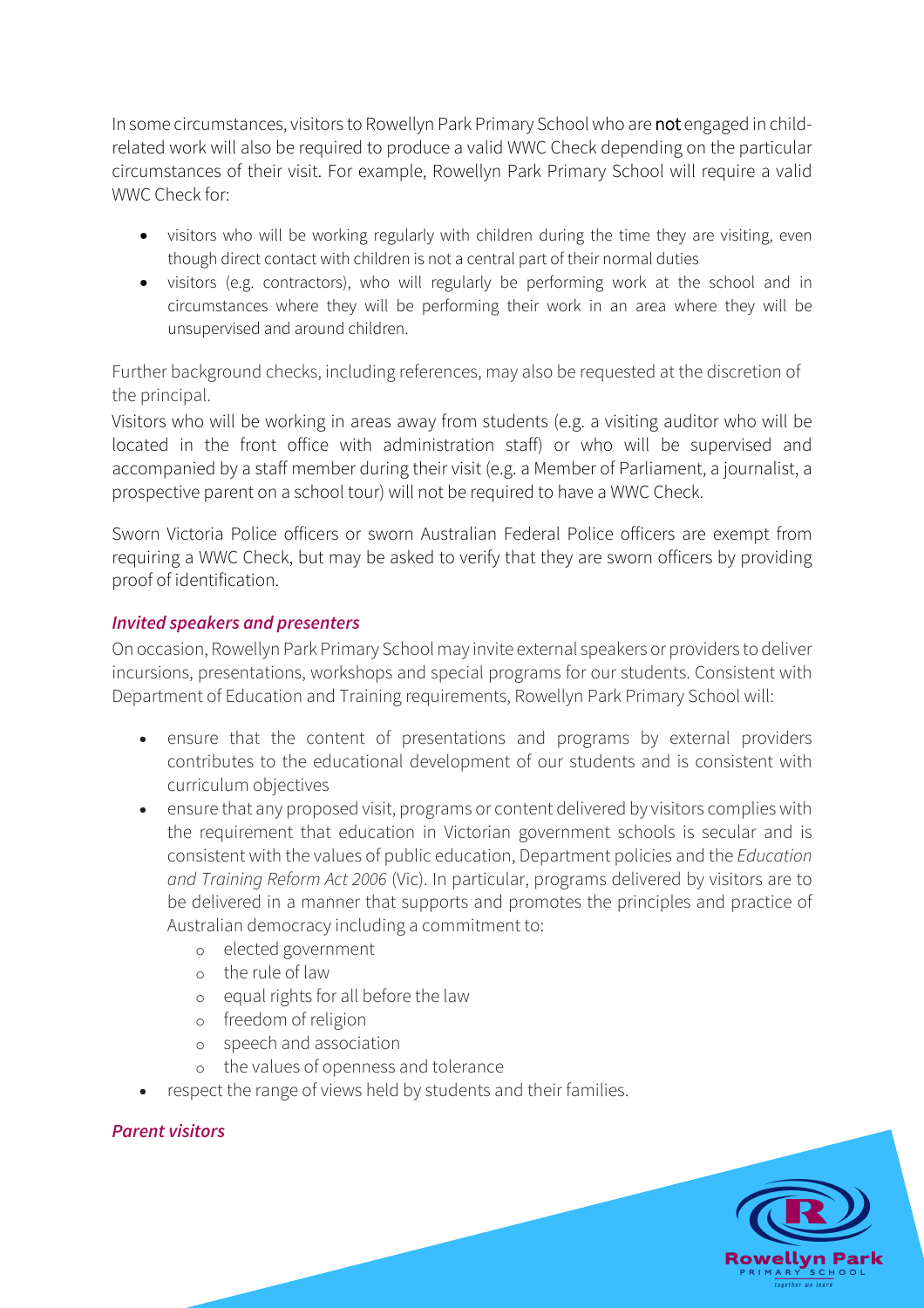In some circumstances, visitors to Rowellyn Park Primary School who are **not** engaged in child-related work will also be required to produce a valid WWC Check depending on the particular circumstances of their visit. For example, Rowellyn Park Primary School will require a valid WWC Check for:

- visitors who will be working regularly with children during the time they are visiting, even though direct contact with children is not a central part of their normal duties
- visitors (e.g. contractors), who will regularly be performing work at the school and in circumstances where they will be performing their work in an area where they will be unsupervised and around children.

Further background checks, including references, may also be requested at the discretion of the principal.

Visitors who will be working in areas away from students (e.g. a visiting auditor who will be located in the front office with administration staff) or who will be supervised and accompanied by a staff member during their visit (e.g. a Member of Parliament, a journalist, a prospective parent on a school tour) will not be required to have a WWC Check.

Sworn Victoria Police officers or sworn Australian Federal Police officers are exempt from requiring a WWC Check, but may be asked to verify that they are sworn officers by providing proof of identification.

### *Invited speakers and presenters*

On occasion, Rowellyn Park Primary School may invite external speakers or providers to deliver incursions, presentations, workshops and special programs for our students. Consistent with Department of Education and Training requirements, Rowellyn Park Primary School will:

- ensure that the content of presentations and programs by external providers contributes to the educational development of our students and is consistent with curriculum objectives
- ensure that any proposed visit, programs or content delivered by visitors complies with the requirement that education in Victorian government schools is secular and is consistent with the values of public education, Department policies and the *Education and Training Reform Act 2006* (Vic). In particular, programs delivered by visitors are to be delivered in a manner that supports and promotes the principles and practice of Australian democracy including a commitment to:
  - elected government
  - the rule of law
  - equal rights for all before the law
  - freedom of religion
  - speech and association
  - the values of openness and tolerance
- respect the range of views held by students and their families.

### *Parent visitors*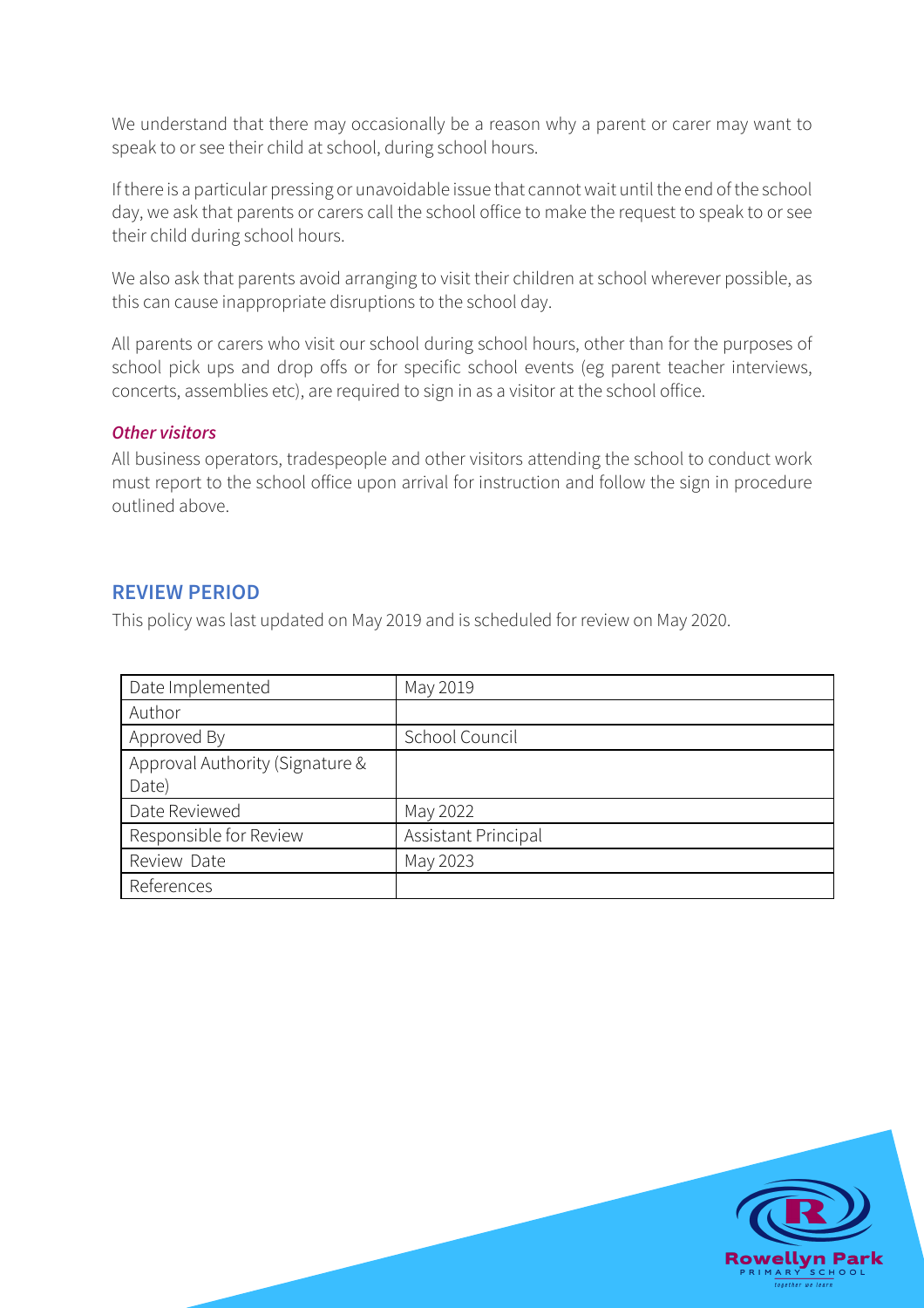We understand that there may occasionally be a reason why a parent or carer may want to speak to or see their child at school, during school hours.

If there is a particular pressing or unavoidable issue that cannot wait until the end of the school day, we ask that parents or carers call the school office to make the request to speak to or see their child during school hours.

We also ask that parents avoid arranging to visit their children at school wherever possible, as this can cause inappropriate disruptions to the school day.

All parents or carers who visit our school during school hours, other than for the purposes of school pick ups and drop offs or for specific school events (eg parent teacher interviews, concerts, assemblies etc), are required to sign in as a visitor at the school office.

***Other visitors***

All business operators, tradespeople and other visitors attending the school to conduct work must report to the school office upon arrival for instruction and follow the sign in procedure outlined above.

## REVIEW PERIOD

This policy was last updated on May 2019 and is scheduled for review on May 2020.

| | |
|---|---|
| Date Implemented | May 2019 |
| Author | |
| Approved By | School Council |
| Approval Authority (Signature & Date) | |
| Date Reviewed | May 2022 |
| Responsible for Review | Assistant Principal |
| Review Date | May 2023 |
| References | |